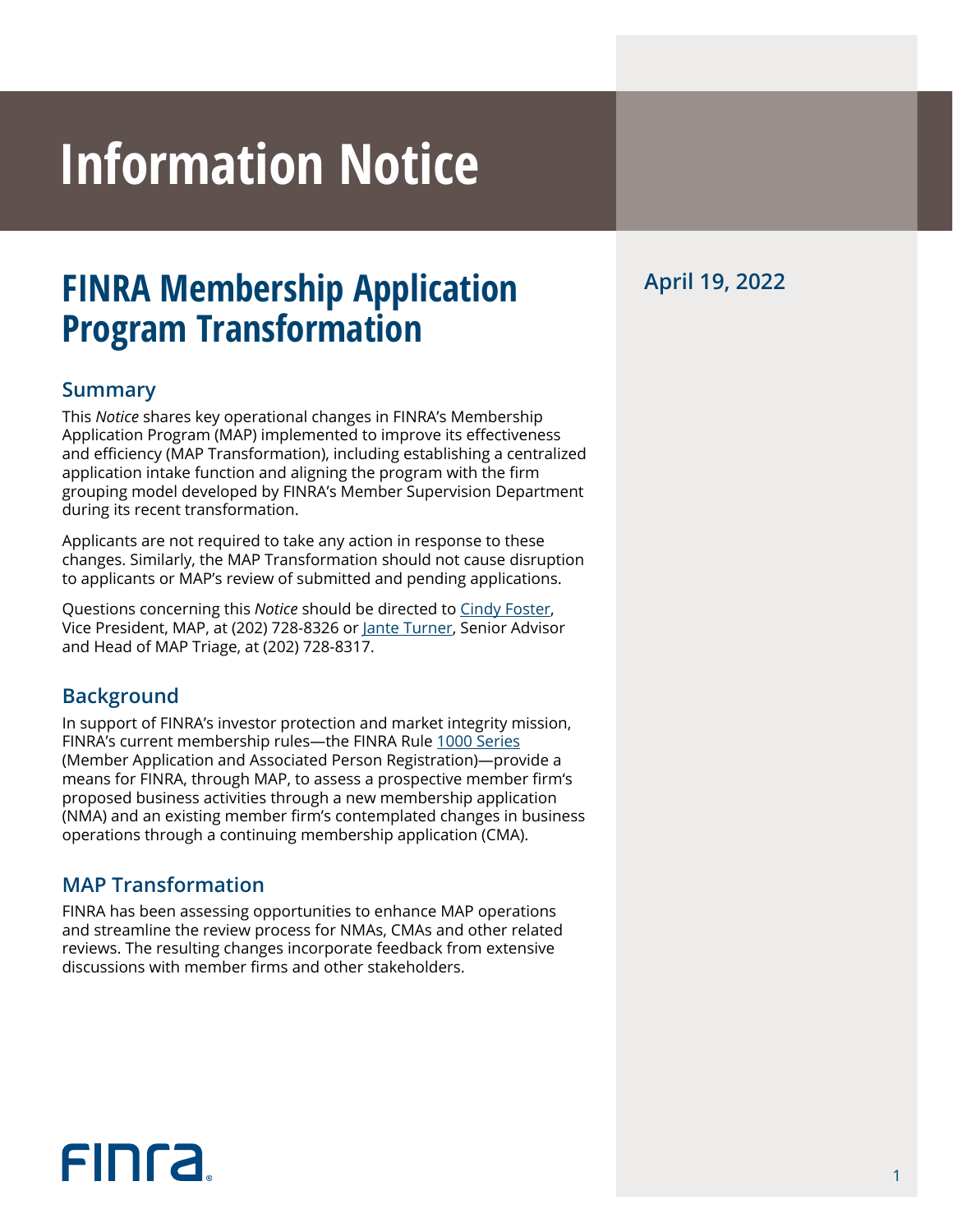# Information Notice

## FINRA Membership Application Program Transformation

April 19, 2022

### Summary

This *Notice* shares key operational changes in FINRA's Membership Application Program (MAP) implemented to improve its effectiveness and efficiency (MAP Transformation), including establishing a centralized application intake function and aligning the program with the firm grouping model developed by FINRA's Member Supervision Department during its recent transformation.

Applicants are not required to take any action in response to these changes. Similarly, the MAP Transformation should not cause disruption to applicants or MAP's review of submitted and pending applications.

Questions concerning this *Notice* should be directed to Cindy Foster, Vice President, MAP, at (202) 728-8326 or Jante Turner, Senior Advisor and Head of MAP Triage, at (202) 728-8317.

### Background

In support of FINRA's investor protection and market integrity mission, FINRA's current membership rules—the FINRA Rule 1000 Series (Member Application and Associated Person Registration)—provide a means for FINRA, through MAP, to assess a prospective member firm's proposed business activities through a new membership application (NMA) and an existing member firm's contemplated changes in business operations through a continuing membership application (CMA).

### MAP Transformation

FINRA has been assessing opportunities to enhance MAP operations and streamline the review process for NMAs, CMAs and other related reviews. The resulting changes incorporate feedback from extensive discussions with member firms and other stakeholders.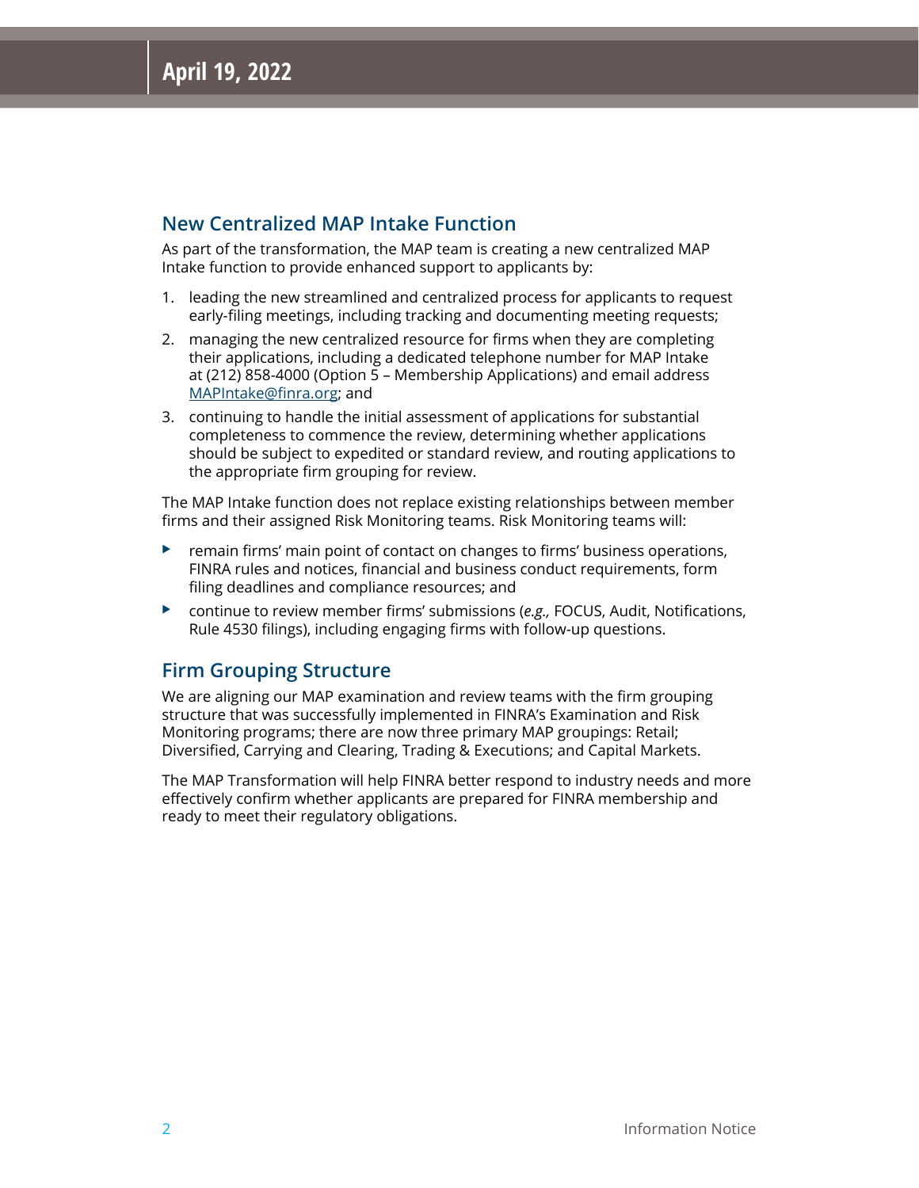## New Centralized MAP Intake Function

As part of the transformation, the MAP team is creating a new centralized MAP Intake function to provide enhanced support to applicants by:

1. leading the new streamlined and centralized process for applicants to request early-filing meetings, including tracking and documenting meeting requests;
2. managing the new centralized resource for firms when they are completing their applications, including a dedicated telephone number for MAP Intake at (212) 858-4000 (Option 5 – Membership Applications) and email address [MAPIntake@finra.org](mailto:MAPIntake@finra.org); and
3. continuing to handle the initial assessment of applications for substantial completeness to commence the review, determining whether applications should be subject to expedited or standard review, and routing applications to the appropriate firm grouping for review.

The MAP Intake function does not replace existing relationships between member firms and their assigned Risk Monitoring teams. Risk Monitoring teams will:

- remain firms' main point of contact on changes to firms' business operations, FINRA rules and notices, financial and business conduct requirements, form filing deadlines and compliance resources; and
- continue to review member firms' submissions (*e.g.,* FOCUS, Audit, Notifications, Rule 4530 filings), including engaging firms with follow-up questions.

## Firm Grouping Structure

We are aligning our MAP examination and review teams with the firm grouping structure that was successfully implemented in FINRA's Examination and Risk Monitoring programs; there are now three primary MAP groupings: Retail; Diversified, Carrying and Clearing, Trading & Executions; and Capital Markets.

The MAP Transformation will help FINRA better respond to industry needs and more effectively confirm whether applicants are prepared for FINRA membership and ready to meet their regulatory obligations.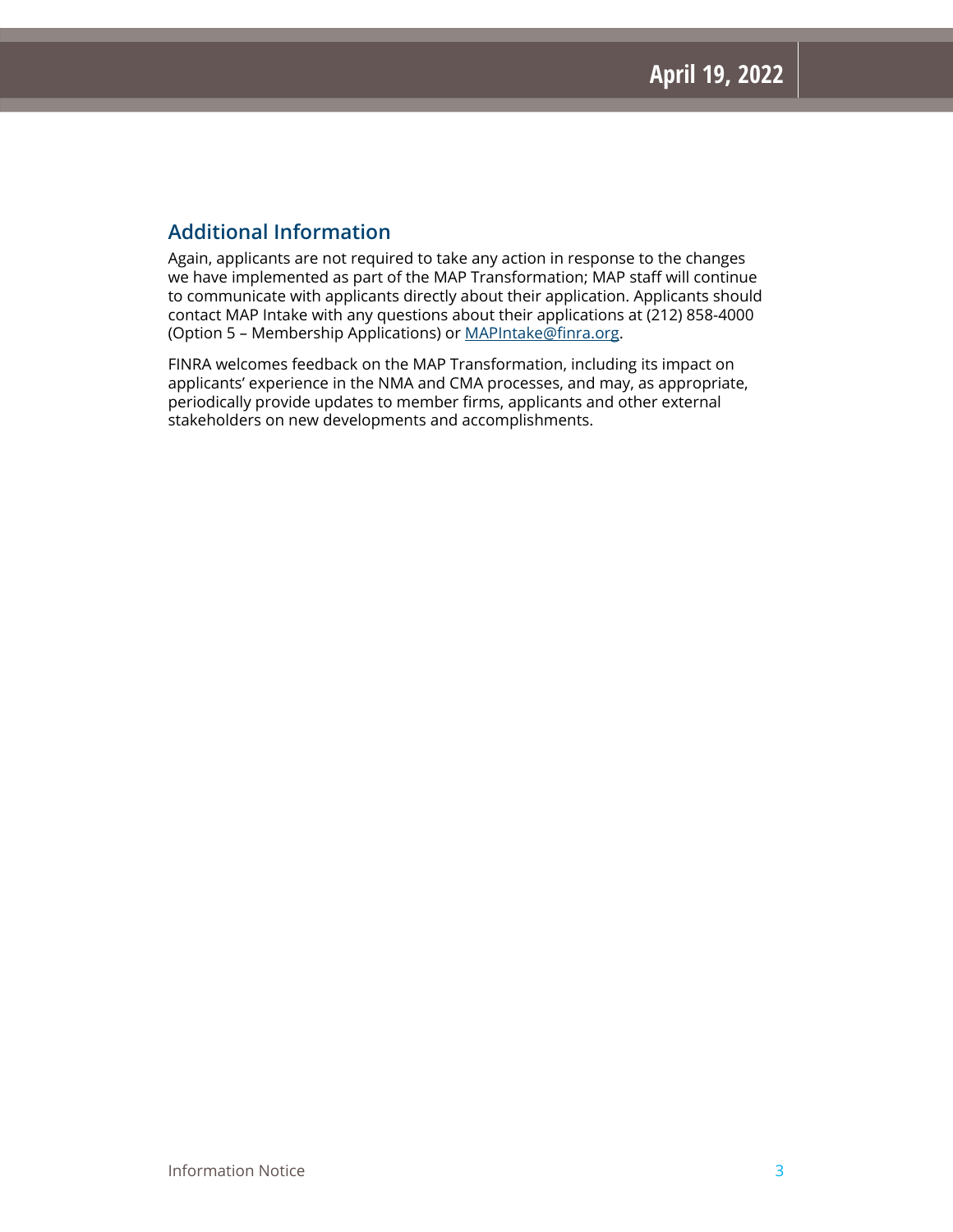## Additional Information

Again, applicants are not required to take any action in response to the changes we have implemented as part of the MAP Transformation; MAP staff will continue to communicate with applicants directly about their application. Applicants should contact MAP Intake with any questions about their applications at (212) 858-4000 (Option 5 – Membership Applications) or MAPIntake@finra.org.

FINRA welcomes feedback on the MAP Transformation, including its impact on applicants' experience in the NMA and CMA processes, and may, as appropriate, periodically provide updates to member firms, applicants and other external stakeholders on new developments and accomplishments.